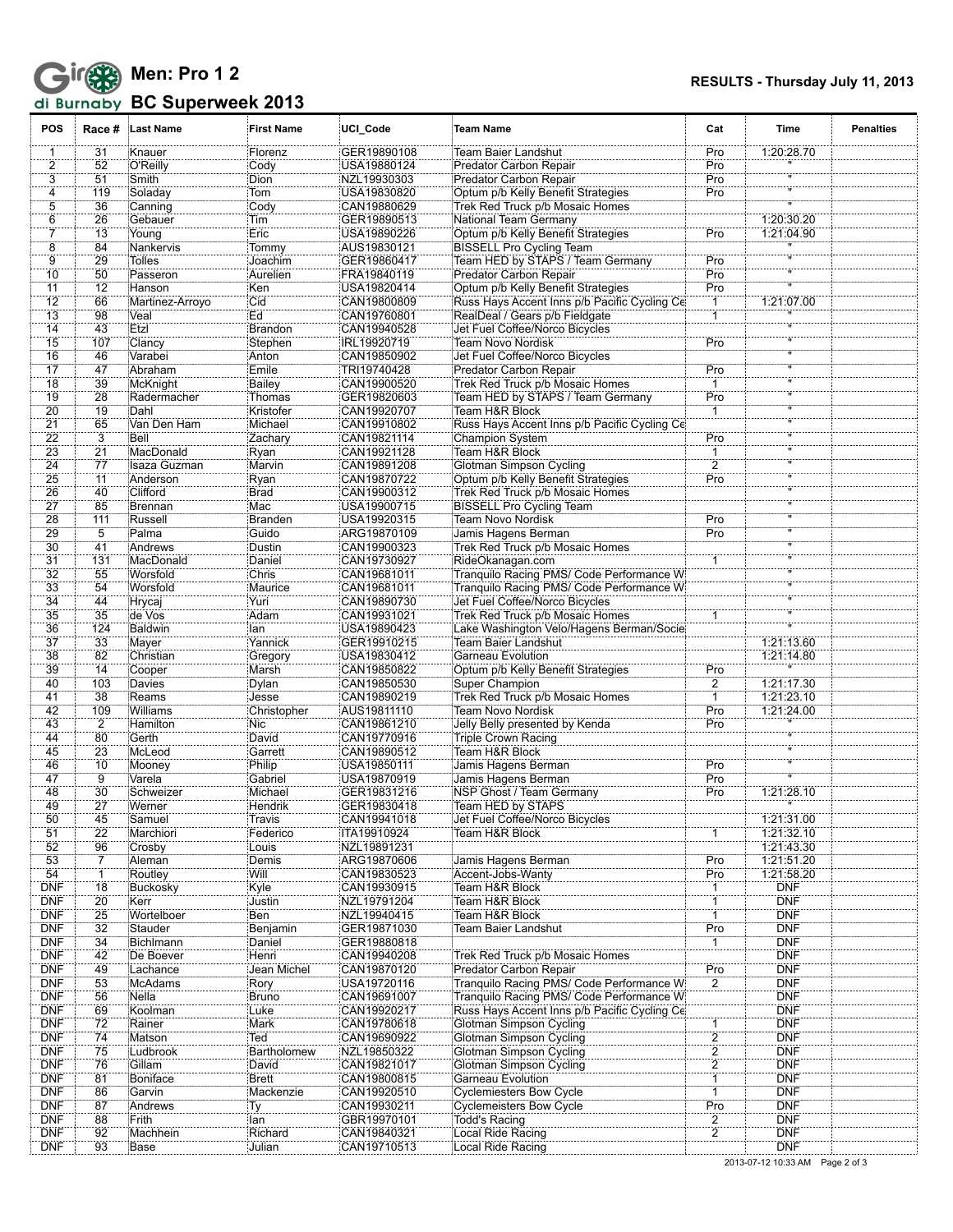# Giro di Burnaby

## Men: Pro 1 2

## BC Superweek 2013

**RESULTS - Thursday July 11, 2013**

| POS | Race # | Last Name | First Name | UCI_Code | Team Name | Cat | Time | Penalties |
|---|---|---|---|---|---|---|---|---|
| 1 | 31 | Knauer | Florenz | GER19890108 | Team Baier Landshut | Pro | 1:20:28.70 | |
| 2 | 52 | O'Reilly | Cody | USA19880124 | Predator Carbon Repair | Pro | " | |
| 3 | 51 | Smith | Dion | NZL19930303 | Predator Carbon Repair | Pro | " | |
| 4 | 119 | Soladay | Tom | USA19830820 | Optum p/b Kelly Benefit Strategies | Pro | " | |
| 5 | 36 | Canning | Cody | CAN19880629 | Trek Red Truck p/b Mosaic Homes | | " | |
| 6 | 26 | Gebauer | Tim | GER19890513 | National Team Germany | | 1:20:30.20 | |
| 7 | 13 | Young | Eric | USA19890226 | Optum p/b Kelly Benefit Strategies | Pro | 1:21:04.90 | |
| 8 | 84 | Nankervis | Tommy | AUS19830121 | BISSELL Pro Cycling Team | | " | |
| 9 | 29 | Tolles | Joachim | GER19860417 | Team HED by STAPS / Team Germany | Pro | " | |
| 10 | 50 | Passeron | Aurelien | FRA19840119 | Predator Carbon Repair | Pro | " | |
| 11 | 12 | Hanson | Ken | USA19820414 | Optum p/b Kelly Benefit Strategies | Pro | " | |
| 12 | 66 | Martinez-Arroyo | Cid | CAN19800809 | Russ Hays Accent Inns p/b Pacific Cycling Ce | 1 | 1:21:07.00 | |
| 13 | 98 | Veal | Ed | CAN19760801 | RealDeal / Gears p/b Fieldgate | 1 | " | |
| 14 | 43 | Etzl | Brandon | CAN19940528 | Jet Fuel Coffee/Norco Bicycles | | " | |
| 15 | 107 | Clancy | Stephen | IRL19920719 | Team Novo Nordisk | Pro | " | |
| 16 | 46 | Varabei | Anton | CAN19850902 | Jet Fuel Coffee/Norco Bicycles | | " | |
| 17 | 47 | Abraham | Emile | TRI19740428 | Predator Carbon Repair | Pro | " | |
| 18 | 39 | McKnight | Bailey | CAN19900520 | Trek Red Truck p/b Mosaic Homes | 1 | " | |
| 19 | 28 | Radermacher | Thomas | GER19820603 | Team HED by STAPS / Team Germany | Pro | " | |
| 20 | 19 | Dahl | Kristofer | CAN19920707 | Team H&R Block | 1 | " | |
| 21 | 65 | Van Den Ham | Michael | CAN19910802 | Russ Hays Accent Inns p/b Pacific Cycling Ce | | " | |
| 22 | 3 | Bell | Zachary | CAN19821114 | Champion System | Pro | " | |
| 23 | 21 | MacDonald | Ryan | CAN19921128 | Team H&R Block | 1 | " | |
| 24 | 77 | Isaza Guzman | Marvin | CAN19891208 | Glotman Simpson Cycling | 2 | " | |
| 25 | 11 | Anderson | Ryan | CAN19870722 | Optum p/b Kelly Benefit Strategies | Pro | " | |
| 26 | 40 | Clifford | Brad | CAN19900312 | Trek Red Truck p/b Mosaic Homes | | " | |
| 27 | 85 | Brennan | Mac | USA19900715 | BISSELL Pro Cycling Team | | " | |
| 28 | 111 | Russell | Branden | USA19920315 | Team Novo Nordisk | Pro | " | |
| 29 | 5 | Palma | Guido | ARG19870109 | Jamis Hagens Berman | Pro | " | |
| 30 | 41 | Andrews | Dustin | CAN19900323 | Trek Red Truck p/b Mosaic Homes | | " | |
| 31 | 131 | MacDonald | Daniel | CAN19730927 | RideOkanagan.com | 1 | " | |
| 32 | 55 | Worsfold | Chris | CAN19681011 | Tranquilo Racing PMS/ Code Performance W | | " | |
| 33 | 54 | Worsfold | Maurice | CAN19681011 | Tranquilo Racing PMS/ Code Performance W | | " | |
| 34 | 44 | Hrycaj | Yuri | CAN19890730 | Jet Fuel Coffee/Norco Bicycles | | " | |
| 35 | 35 | de Vos | Adam | CAN19931021 | Trek Red Truck p/b Mosaic Homes | 1 | " | |
| 36 | 124 | Baldwin | Ian | USA19890423 | Lake Washington Velo/Hagens Berman/Socie | | " | |
| 37 | 33 | Mayer | Yannick | GER19910215 | Team Baier Landshut | | 1:21:13.60 | |
| 38 | 82 | Christian | Gregory | USA19830412 | Garneau Evolution | | 1:21:14.80 | |
| 39 | 14 | Cooper | Marsh | CAN19850822 | Optum p/b Kelly Benefit Strategies | Pro | " | |
| 40 | 103 | Davies | Dylan | CAN19850530 | Super Champion | 2 | 1:21:17.30 | |
| 41 | 38 | Reams | Jesse | CAN19890219 | Trek Red Truck p/b Mosaic Homes | 1 | 1:21:23.10 | |
| 42 | 109 | Williams | Christopher | AUS19811110 | Team Novo Nordisk | Pro | 1:21:24.00 | |
| 43 | 2 | Hamilton | Nic | CAN19861210 | Jelly Belly presented by Kenda | Pro | " | |
| 44 | 80 | Gerth | David | CAN19770916 | Triple Crown Racing | | " | |
| 45 | 23 | McLeod | Garrett | CAN19890512 | Team H&R Block | | " | |
| 46 | 10 | Mooney | Philip | USA19850111 | Jamis Hagens Berman | Pro | " | |
| 47 | 9 | Varela | Gabriel | USA19870919 | Jamis Hagens Berman | Pro | " | |
| 48 | 30 | Schweizer | Michael | GER19831216 | NSP Ghost / Team Germany | Pro | 1:21:28.10 | |
| 49 | 27 | Werner | Hendrik | GER19830418 | Team HED by STAPS | | " | |
| 50 | 45 | Samuel | Travis | CAN19941018 | Jet Fuel Coffee/Norco Bicycles | | 1:21:31.00 | |
| 51 | 22 | Marchiori | Federico | ITA19910924 | Team H&R Block | 1 | 1:21:32.10 | |
| 52 | 96 | Crosby | Louis | NZL19891231 | | | 1:21:43.30 | |
| 53 | 7 | Aleman | Demis | ARG19870606 | Jamis Hagens Berman | Pro | 1:21:51.20 | |
| 54 | 1 | Routley | Will | CAN19830523 | Accent-Jobs-Wanty | Pro | 1:21:58.20 | |
| DNF | 18 | Buckosky | Kyle | CAN19930915 | Team H&R Block | 1 | DNF | |
| DNF | 20 | Kerr | Justin | NZL19791204 | Team H&R Block | 1 | DNF | |
| DNF | 25 | Wortelboer | Ben | NZL19940415 | Team H&R Block | 1 | DNF | |
| DNF | 32 | Stauder | Benjamin | GER19871030 | Team Baier Landshut | Pro | DNF | |
| DNF | 34 | Bichlmann | Daniel | GER19880818 | | 1 | DNF | |
| DNF | 42 | De Boever | Henri | CAN19940208 | Trek Red Truck p/b Mosaic Homes | | DNF | |
| DNF | 49 | Lachance | Jean Michel | CAN19870120 | Predator Carbon Repair | Pro | DNF | |
| DNF | 53 | McAdams | Rory | USA19720116 | Tranquilo Racing PMS/ Code Performance W | 2 | DNF | |
| DNF | 56 | Nella | Bruno | CAN19691007 | Tranquilo Racing PMS/ Code Performance W | | DNF | |
| DNF | 69 | Koolman | Luke | CAN19920217 | Russ Hays Accent Inns p/b Pacific Cycling Ce | | DNF | |
| DNF | 72 | Rainer | Mark | CAN19780618 | Glotman Simpson Cycling | 1 | DNF | |
| DNF | 74 | Matson | Ted | CAN19690922 | Glotman Simpson Cycling | 2 | DNF | |
| DNF | 75 | Ludbrook | Bartholomew | NZL19850322 | Glotman Simpson Cycling | 2 | DNF | |
| DNF | 76 | Gillam | David | CAN19821017 | Glotman Simpson Cycling | 2 | DNF | |
| DNF | 81 | Boniface | Brett | CAN19800815 | Garneau Evolution | 1 | DNF | |
| DNF | 86 | Garvin | Mackenzie | CAN19920510 | Cyclemiesters Bow Cycle | 1 | DNF | |
| DNF | 87 | Andrews | Ty | CAN19930211 | Cyclemeisters Bow Cycle | Pro | DNF | |
| DNF | 88 | Frith | Ian | GBR19970101 | Todd's Racing | 2 | DNF | |
| DNF | 92 | Machhein | Richard | CAN19840321 | Local Ride Racing | 2 | DNF | |
| DNF | 93 | Base | Julian | CAN19710513 | Local Ride Racing | | DNF | |

2013-07-12 10:33 AM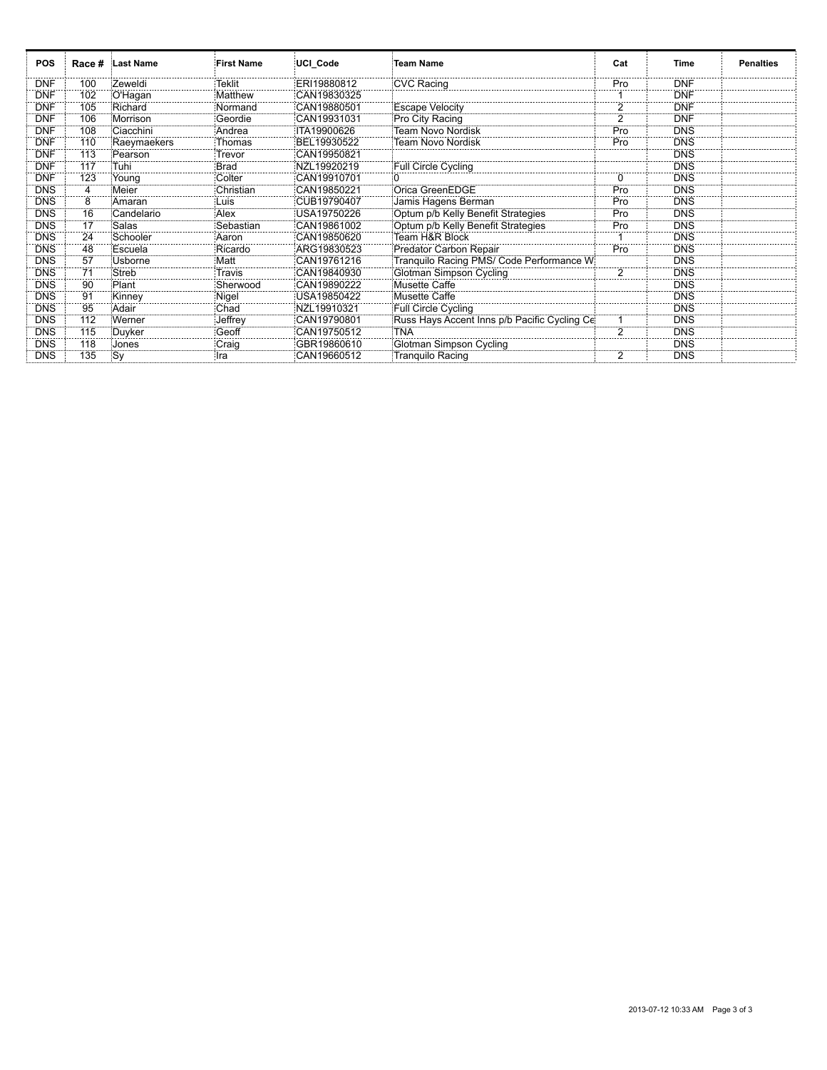| POS | Race # | Last Name | First Name | UCI_Code | Team Name | Cat | Time | Penalties |
|---|---|---|---|---|---|---|---|---|
| DNF | 100 | Zeweldi | Teklit | ERI19880812 | CVC Racing | Pro | DNF | |
| DNF | 102 | O'Hagan | Matthew | CAN19830325 | | 1 | DNF | |
| DNF | 105 | Richard | Normand | CAN19880501 | Escape Velocity | 2 | DNF | |
| DNF | 106 | Morrison | Geordie | CAN19931031 | Pro City Racing | 2 | DNF | |
| DNF | 108 | Ciacchini | Andrea | ITA19900626 | Team Novo Nordisk | Pro | DNS | |
| DNF | 110 | Raeymaekers | Thomas | BEL19930522 | Team Novo Nordisk | Pro | DNS | |
| DNF | 113 | Pearson | Trevor | CAN19950821 | | | DNS | |
| DNF | 117 | Tuhi | Brad | NZL19920219 | Full Circle Cycling | | DNS | |
| DNF | 123 | Young | Colter | CAN19910701 | 0 | 0 | DNS | |
| DNS | 4 | Meier | Christian | CAN19850221 | Orica GreenEDGE | Pro | DNS | |
| DNS | 8 | Amaran | Luis | CUB19790407 | Jamis Hagens Berman | Pro | DNS | |
| DNS | 16 | Candelario | Alex | USA19750226 | Optum p/b Kelly Benefit Strategies | Pro | DNS | |
| DNS | 17 | Salas | Sebastian | CAN19861002 | Optum p/b Kelly Benefit Strategies | Pro | DNS | |
| DNS | 24 | Schooler | Aaron | CAN19850620 | Team H&R Block | 1 | DNS | |
| DNS | 48 | Escuela | Ricardo | ARG19830523 | Predator Carbon Repair | Pro | DNS | |
| DNS | 57 | Usborne | Matt | CAN19761216 | Tranquilo Racing PMS/ Code Performance W | | DNS | |
| DNS | 71 | Streb | Travis | CAN19840930 | Glotman Simpson Cycling | 2 | DNS | |
| DNS | 90 | Plant | Sherwood | CAN19890222 | Musette Caffe | | DNS | |
| DNS | 91 | Kinney | Nigel | USA19850422 | Musette Caffe | | DNS | |
| DNS | 95 | Adair | Chad | NZL19910321 | Full Circle Cycling | | DNS | |
| DNS | 112 | Werner | Jeffrey | CAN19790801 | Russ Hays Accent Inns p/b Pacific Cycling Ce | 1 | DNS | |
| DNS | 115 | Duyker | Geoff | CAN19750512 | TNA | 2 | DNS | |
| DNS | 118 | Jones | Craig | GBR19860610 | Glotman Simpson Cycling | | DNS | |
| DNS | 135 | Sy | Ira | CAN19660512 | Tranquilo Racing | 2 | DNS | |

2013-07-12 10:33 AM